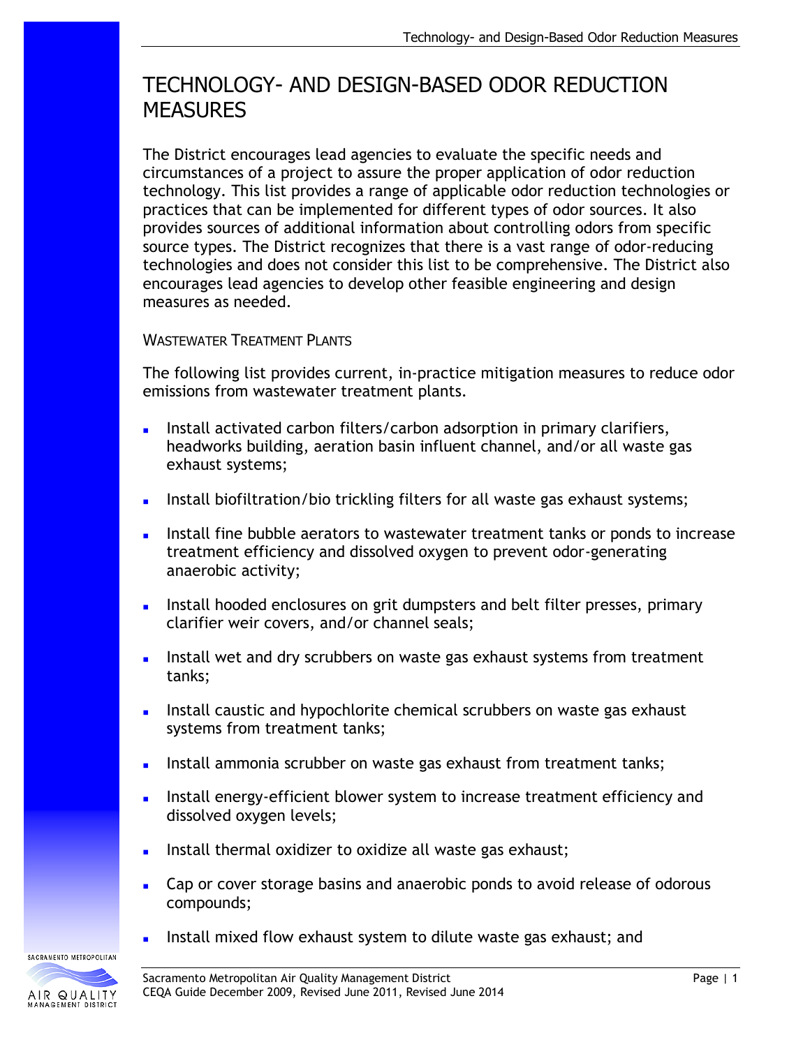# TECHNOLOGY- AND DESIGN-BASED ODOR REDUCTION MEASURES

The District encourages lead agencies to evaluate the specific needs and circumstances of a project to assure the proper application of odor reduction technology. This list provides a range of applicable odor reduction technologies or practices that can be implemented for different types of odor sources. It also provides sources of additional information about controlling odors from specific source types. The District recognizes that there is a vast range of odor-reducing technologies and does not consider this list to be comprehensive. The District also encourages lead agencies to develop other feasible engineering and design measures as needed.

## WASTEWATER TREATMENT PLANTS

The following list provides current, in-practice mitigation measures to reduce odor emissions from wastewater treatment plants.

- Install activated carbon filters/carbon adsorption in primary clarifiers, headworks building, aeration basin influent channel, and/or all waste gas exhaust systems;
- Install biofiltration/bio trickling filters for all waste gas exhaust systems;
- Install fine bubble aerators to wastewater treatment tanks or ponds to increase treatment efficiency and dissolved oxygen to prevent odor-generating anaerobic activity;
- Install hooded enclosures on grit dumpsters and belt filter presses, primary clarifier weir covers, and/or channel seals;
- Install wet and dry scrubbers on waste gas exhaust systems from treatment tanks;
- Install caustic and hypochlorite chemical scrubbers on waste gas exhaust systems from treatment tanks;
- Install ammonia scrubber on waste gas exhaust from treatment tanks;
- Install energy-efficient blower system to increase treatment efficiency and dissolved oxygen levels;
- Install thermal oxidizer to oxidize all waste gas exhaust;
- Cap or cover storage basins and anaerobic ponds to avoid release of odorous compounds;
- Install mixed flow exhaust system to dilute waste gas exhaust; and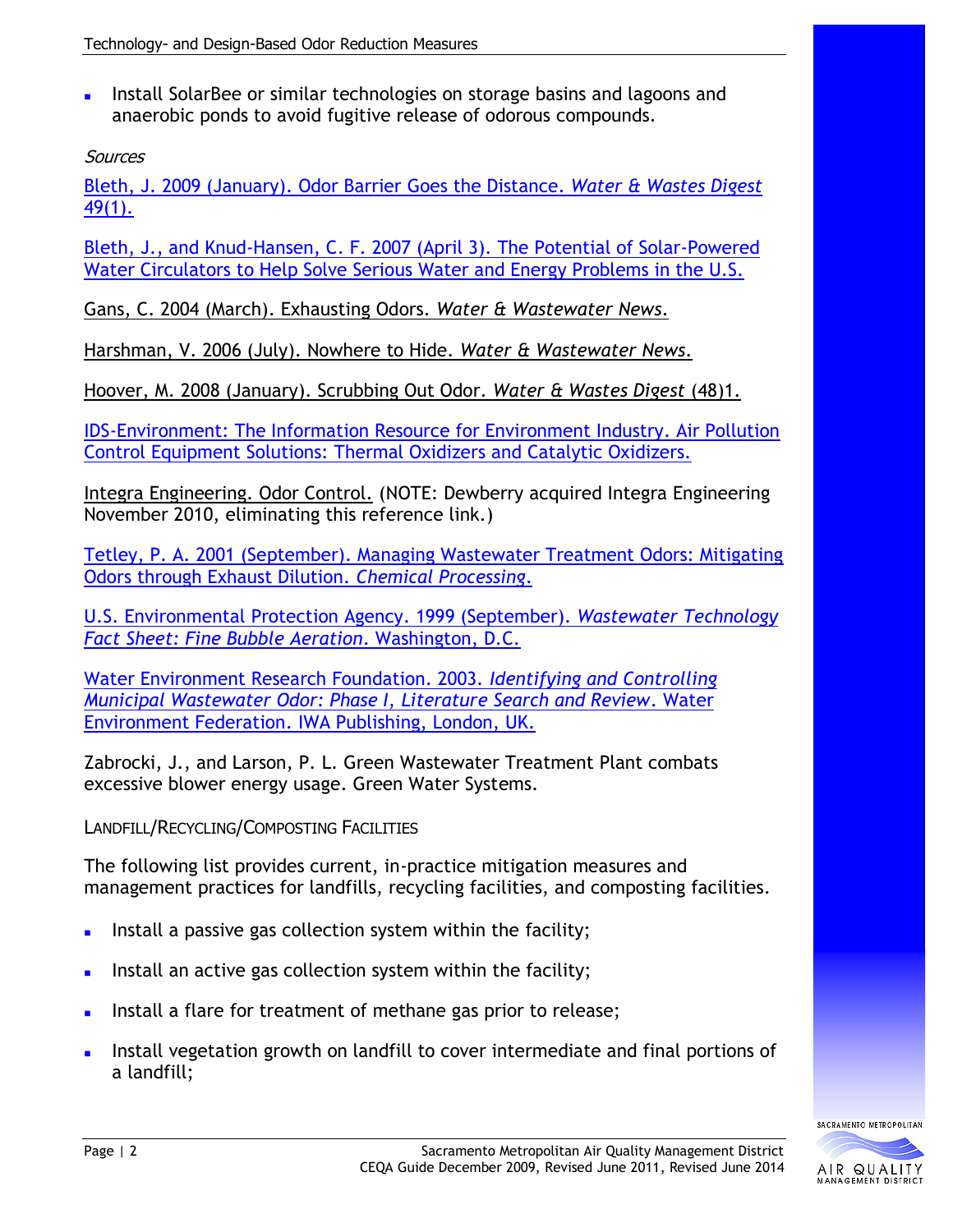- Install SolarBee or similar technologies on storage basins and lagoons and anaerobic ponds to avoid fugitive release of odorous compounds.

*Sources*

Bleth, J. 2009 (January). Odor Barrier Goes the Distance. *Water & Wastes Digest* 49(1).

Bleth, J., and Knud-Hansen, C. F. 2007 (April 3). The Potential of Solar-Powered Water Circulators to Help Solve Serious Water and Energy Problems in the U.S.

Gans, C. 2004 (March). Exhausting Odors. *Water & Wastewater News*.

Harshman, V. 2006 (July). Nowhere to Hide. *Water & Wastewater News*.

Hoover, M. 2008 (January). Scrubbing Out Odor. *Water & Wastes Digest* (48)1.

IDS-Environment: The Information Resource for Environment Industry. Air Pollution Control Equipment Solutions: Thermal Oxidizers and Catalytic Oxidizers.

Integra Engineering. Odor Control. (NOTE: Dewberry acquired Integra Engineering November 2010, eliminating this reference link.)

Tetley, P. A. 2001 (September). Managing Wastewater Treatment Odors: Mitigating Odors through Exhaust Dilution. *Chemical Processing*.

U.S. Environmental Protection Agency. 1999 (September). *Wastewater Technology Fact Sheet: Fine Bubble Aeration*. Washington, D.C.

Water Environment Research Foundation. 2003. *Identifying and Controlling Municipal Wastewater Odor: Phase I, Literature Search and Review*. Water Environment Federation. IWA Publishing, London, UK.

Zabrocki, J., and Larson, P. L. Green Wastewater Treatment Plant combats excessive blower energy usage. Green Water Systems.

LANDFILL/RECYCLING/COMPOSTING FACILITIES

The following list provides current, in-practice mitigation measures and management practices for landfills, recycling facilities, and composting facilities.

- Install a passive gas collection system within the facility;
- Install an active gas collection system within the facility;
- Install a flare for treatment of methane gas prior to release;
- Install vegetation growth on landfill to cover intermediate and final portions of a landfill;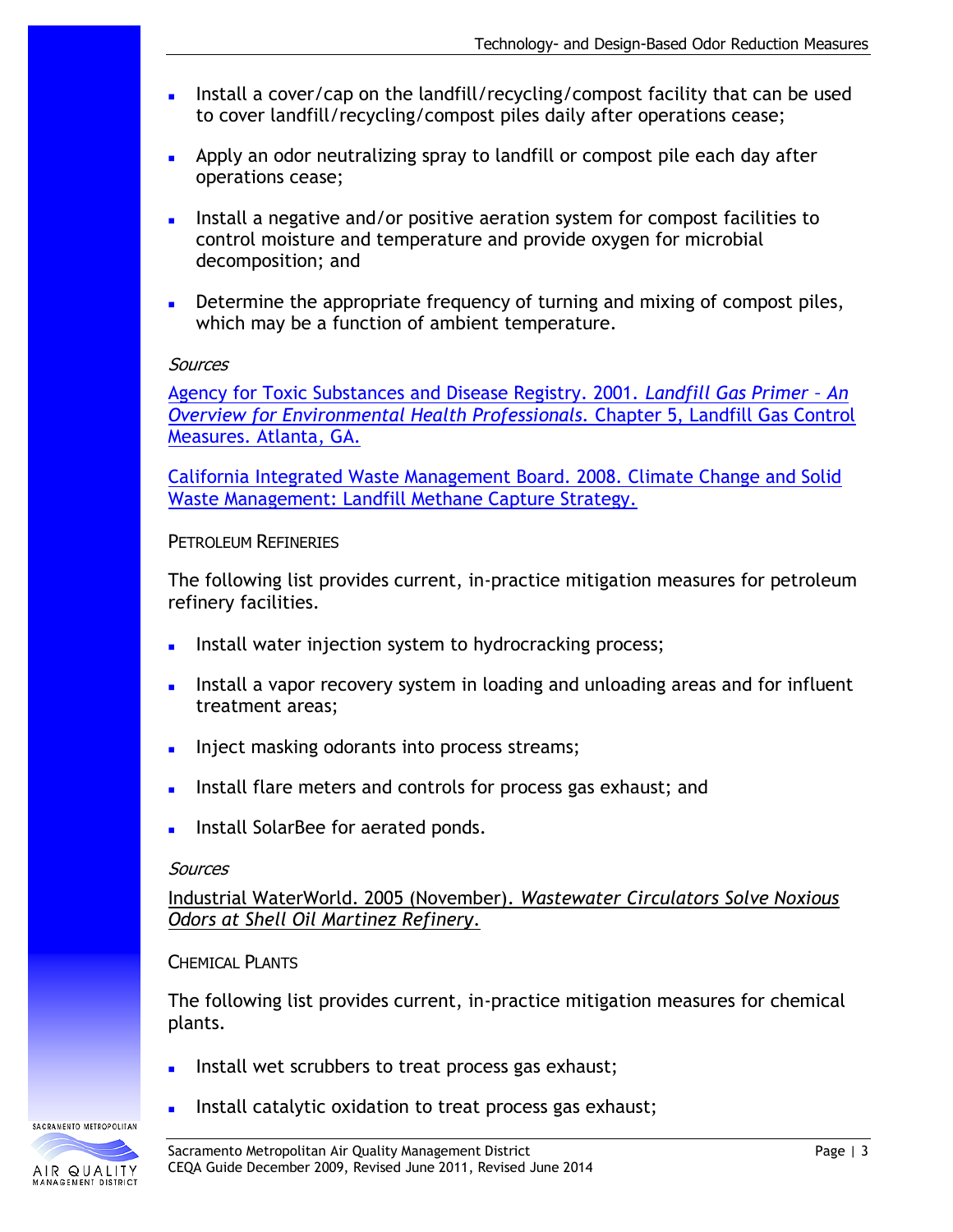- Install a cover/cap on the landfill/recycling/compost facility that can be used to cover landfill/recycling/compost piles daily after operations cease;
- Apply an odor neutralizing spray to landfill or compost pile each day after operations cease;
- Install a negative and/or positive aeration system for compost facilities to control moisture and temperature and provide oxygen for microbial decomposition; and
- Determine the appropriate frequency of turning and mixing of compost piles, which may be a function of ambient temperature.

*Sources*

Agency for Toxic Substances and Disease Registry. 2001. *Landfill Gas Primer – An Overview for Environmental Health Professionals.* Chapter 5, Landfill Gas Control Measures. Atlanta, GA.

California Integrated Waste Management Board. 2008. Climate Change and Solid Waste Management: Landfill Methane Capture Strategy.

### PETROLEUM REFINERIES

The following list provides current, in-practice mitigation measures for petroleum refinery facilities.

- Install water injection system to hydrocracking process;
- Install a vapor recovery system in loading and unloading areas and for influent treatment areas;
- Inject masking odorants into process streams;
- Install flare meters and controls for process gas exhaust; and
- Install SolarBee for aerated ponds.

*Sources*

Industrial WaterWorld. 2005 (November). *Wastewater Circulators Solve Noxious Odors at Shell Oil Martinez Refinery.*

### CHEMICAL PLANTS

The following list provides current, in-practice mitigation measures for chemical plants.

- Install wet scrubbers to treat process gas exhaust;
- Install catalytic oxidation to treat process gas exhaust;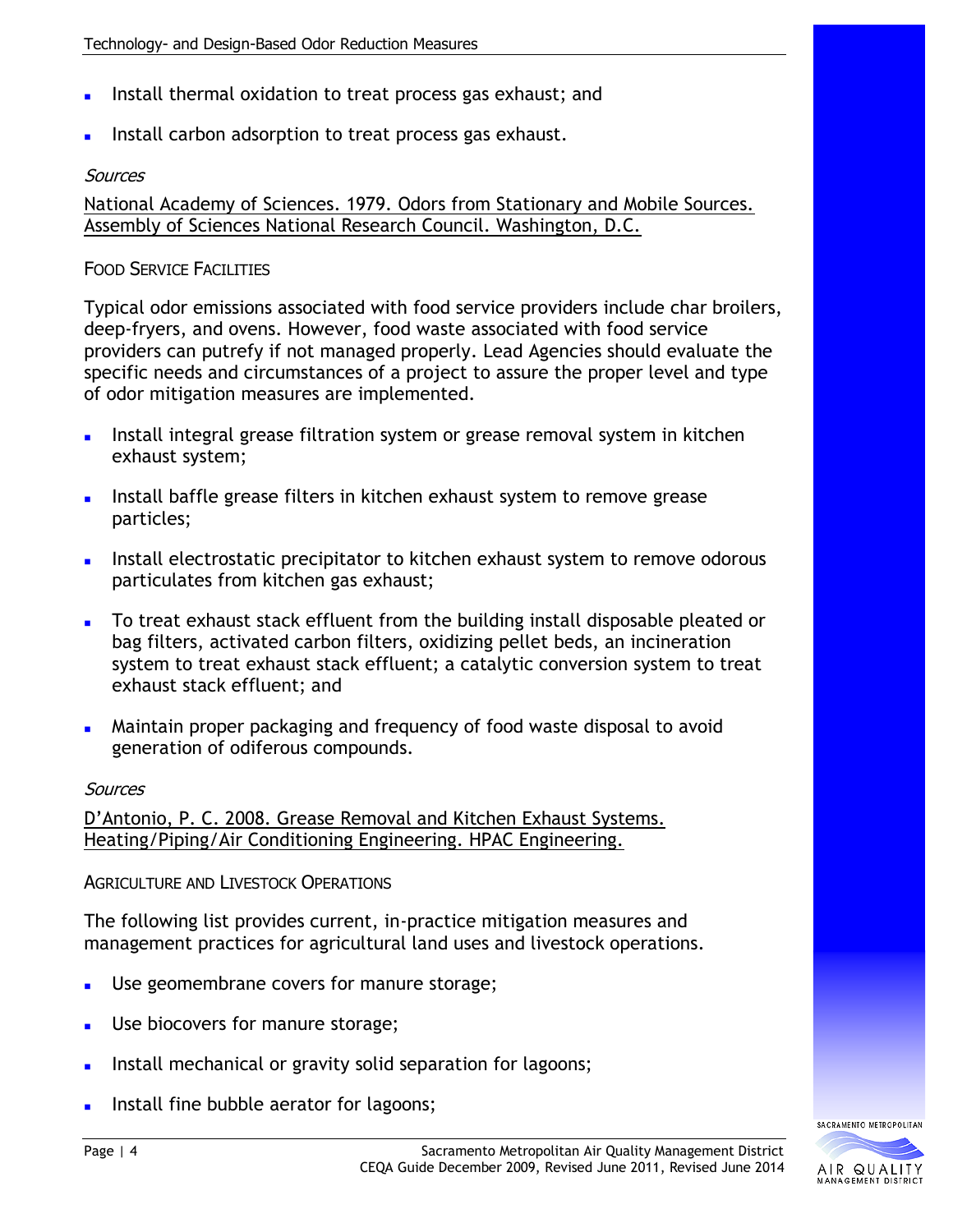- Install thermal oxidation to treat process gas exhaust; and
- Install carbon adsorption to treat process gas exhaust.

*Sources*

National Academy of Sciences. 1979. Odors from Stationary and Mobile Sources. Assembly of Sciences National Research Council. Washington, D.C.

### FOOD SERVICE FACILITIES

Typical odor emissions associated with food service providers include char broilers, deep-fryers, and ovens. However, food waste associated with food service providers can putrefy if not managed properly. Lead Agencies should evaluate the specific needs and circumstances of a project to assure the proper level and type of odor mitigation measures are implemented.

- Install integral grease filtration system or grease removal system in kitchen exhaust system;
- Install baffle grease filters in kitchen exhaust system to remove grease particles;
- Install electrostatic precipitator to kitchen exhaust system to remove odorous particulates from kitchen gas exhaust;
- To treat exhaust stack effluent from the building install disposable pleated or bag filters, activated carbon filters, oxidizing pellet beds, an incineration system to treat exhaust stack effluent; a catalytic conversion system to treat exhaust stack effluent; and
- Maintain proper packaging and frequency of food waste disposal to avoid generation of odiferous compounds.

*Sources*

D'Antonio, P. C. 2008. Grease Removal and Kitchen Exhaust Systems. Heating/Piping/Air Conditioning Engineering. HPAC Engineering.

### AGRICULTURE AND LIVESTOCK OPERATIONS

The following list provides current, in-practice mitigation measures and management practices for agricultural land uses and livestock operations.

- Use geomembrane covers for manure storage;
- Use biocovers for manure storage;
- Install mechanical or gravity solid separation for lagoons;
- Install fine bubble aerator for lagoons;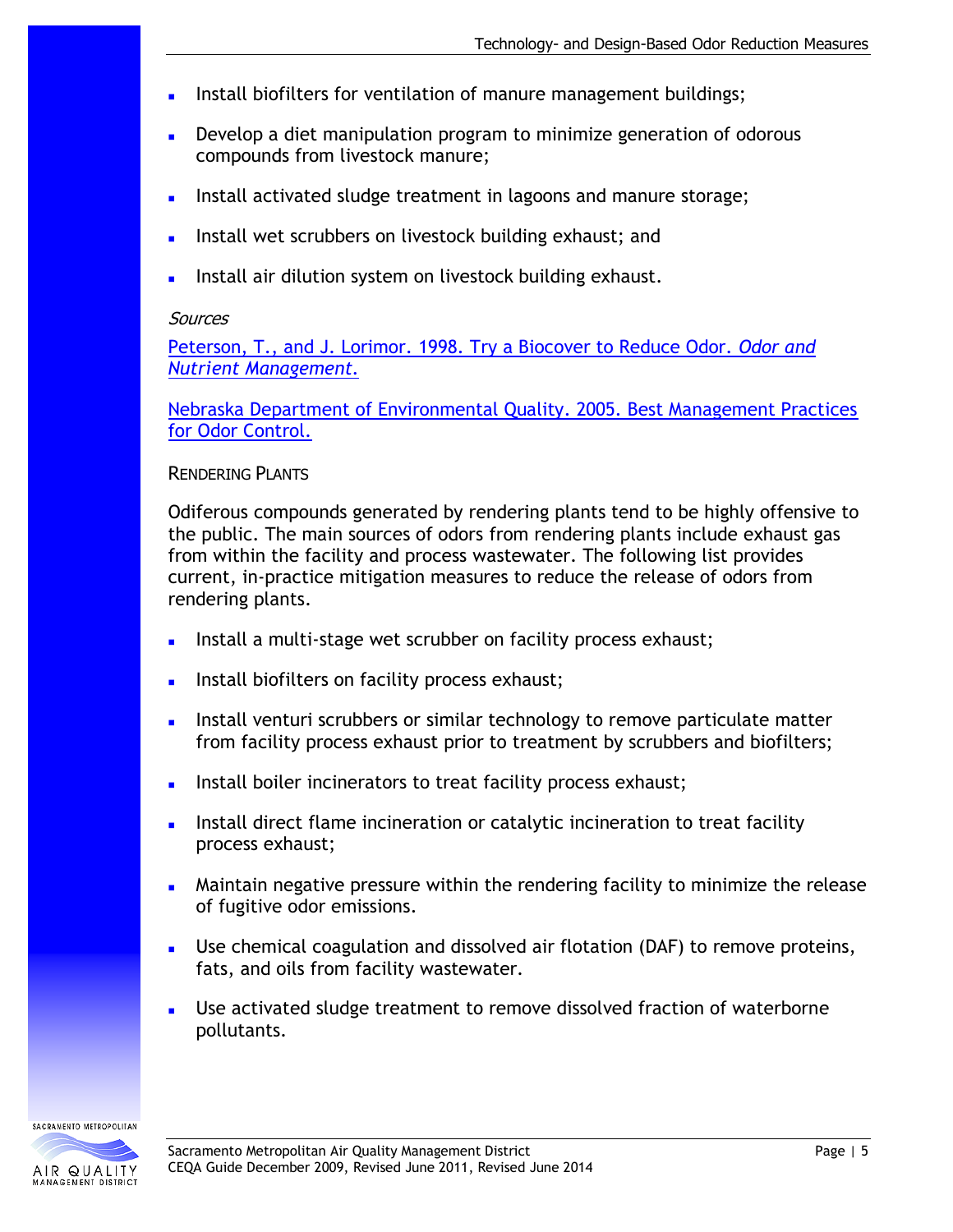- Install biofilters for ventilation of manure management buildings;
- Develop a diet manipulation program to minimize generation of odorous compounds from livestock manure;
- Install activated sludge treatment in lagoons and manure storage;
- Install wet scrubbers on livestock building exhaust; and
- Install air dilution system on livestock building exhaust.

*Sources*

Peterson, T., and J. Lorimor. 1998. Try a Biocover to Reduce Odor. *Odor and Nutrient Management.*

Nebraska Department of Environmental Quality. 2005. Best Management Practices for Odor Control.

### RENDERING PLANTS

Odiferous compounds generated by rendering plants tend to be highly offensive to the public. The main sources of odors from rendering plants include exhaust gas from within the facility and process wastewater. The following list provides current, in-practice mitigation measures to reduce the release of odors from rendering plants.

- Install a multi-stage wet scrubber on facility process exhaust;
- Install biofilters on facility process exhaust;
- Install venturi scrubbers or similar technology to remove particulate matter from facility process exhaust prior to treatment by scrubbers and biofilters;
- Install boiler incinerators to treat facility process exhaust;
- Install direct flame incineration or catalytic incineration to treat facility process exhaust;
- Maintain negative pressure within the rendering facility to minimize the release of fugitive odor emissions.
- Use chemical coagulation and dissolved air flotation (DAF) to remove proteins, fats, and oils from facility wastewater.
- Use activated sludge treatment to remove dissolved fraction of waterborne pollutants.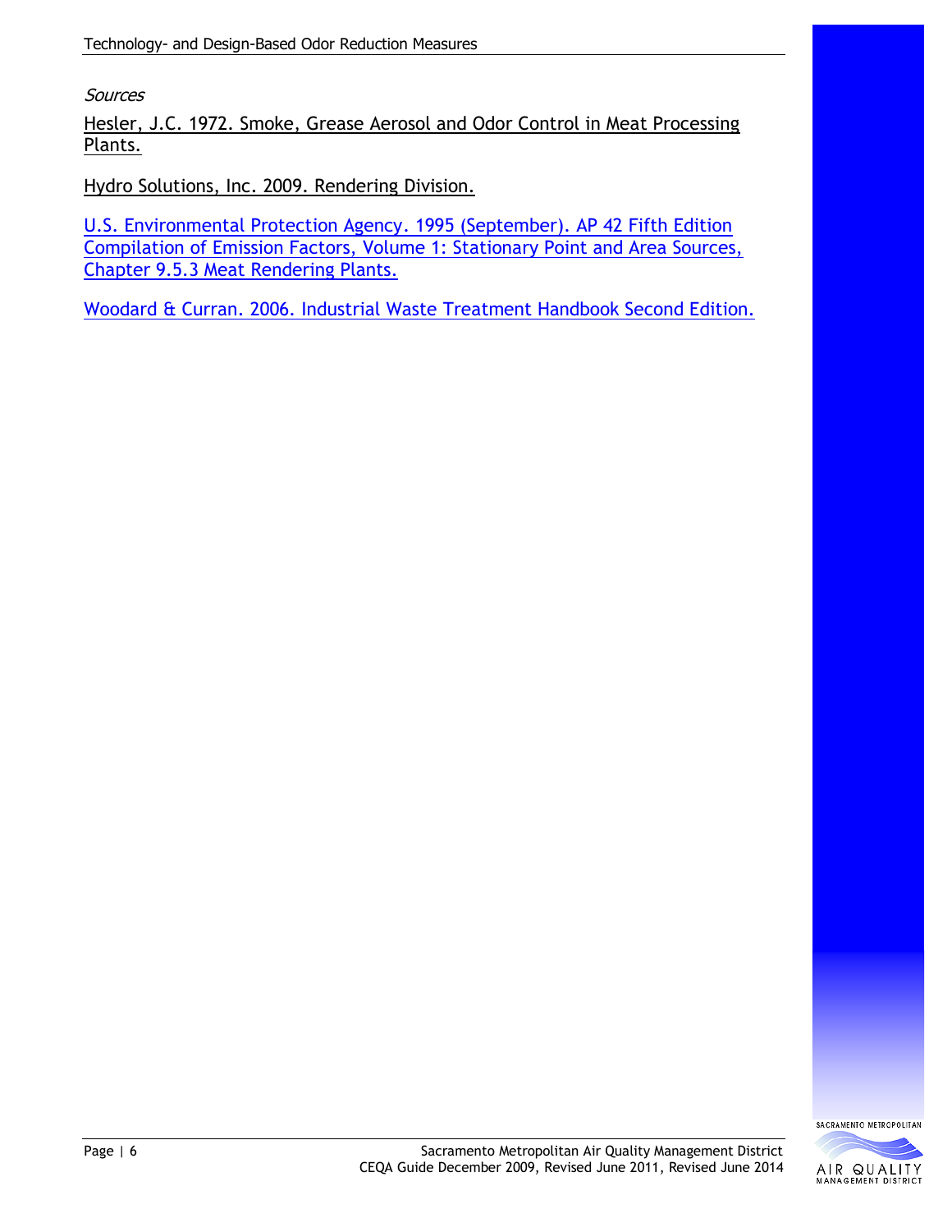*Sources*

Hesler, J.C. 1972. Smoke, Grease Aerosol and Odor Control in Meat Processing Plants.

Hydro Solutions, Inc. 2009. Rendering Division.

U.S. Environmental Protection Agency. 1995 (September). AP 42 Fifth Edition Compilation of Emission Factors, Volume 1: Stationary Point and Area Sources, Chapter 9.5.3 Meat Rendering Plants.

Woodard & Curran. 2006. Industrial Waste Treatment Handbook Second Edition.